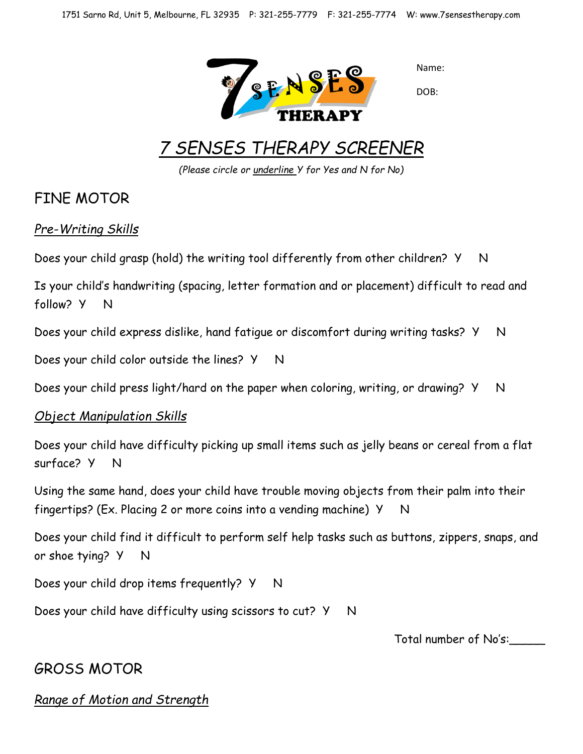1751 Sarno Rd, Unit 5, Melbourne, FL 32935 P: 321-255-7779 F: 321-255-7774 W: www.7sensestherapy.com

Name:

DOB:

# 7 SENSES THERAPY SCREENER

*(Please circle or underline Y for Yes and N for No)*

## FINE MOTOR

### *Pre-Writing Skills*

Does your child grasp (hold) the writing tool differently from other children? Y N

Is your child's handwriting (spacing, letter formation and or placement) difficult to read and follow? Y N

Does your child express dislike, hand fatigue or discomfort during writing tasks? Y N

Does your child color outside the lines? Y N

Does your child press light/hard on the paper when coloring, writing, or drawing? Y N

### *Object Manipulation Skills*

Does your child have difficulty picking up small items such as jelly beans or cereal from a flat surface? Y N

Using the same hand, does your child have trouble moving objects from their palm into their fingertips? (Ex. Placing 2 or more coins into a vending machine) Y N

Does your child find it difficult to perform self help tasks such as buttons, zippers, snaps, and or shoe tying? Y N

Does your child drop items frequently? Y N

Does your child have difficulty using scissors to cut? Y N

Total number of No's:_____

## GROSS MOTOR

### *Range of Motion and Strength*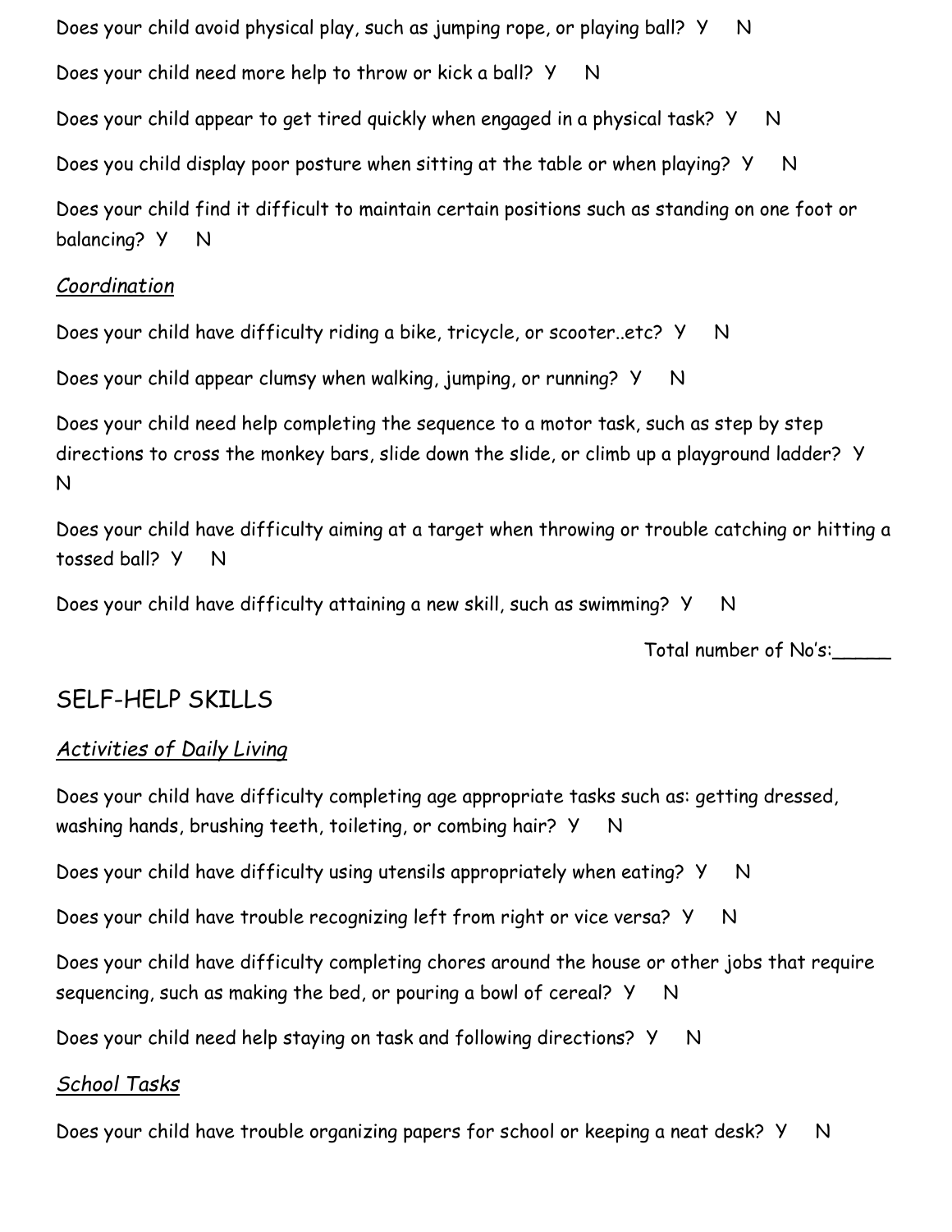Does your child avoid physical play, such as jumping rope, or playing ball? Y N

Does your child need more help to throw or kick a ball? Y N

Does your child appear to get tired quickly when engaged in a physical task? Y N

Does you child display poor posture when sitting at the table or when playing? Y N

Does your child find it difficult to maintain certain positions such as standing on one foot or balancing? Y N

### *Coordination*

Does your child have difficulty riding a bike, tricycle, or scooter..etc? Y N

Does your child appear clumsy when walking, jumping, or running? Y N

Does your child need help completing the sequence to a motor task, such as step by step directions to cross the monkey bars, slide down the slide, or climb up a playground ladder? Y N

Does your child have difficulty aiming at a target when throwing or trouble catching or hitting a tossed ball? Y N

Does your child have difficulty attaining a new skill, such as swimming? Y N

Total number of No's:_____

## SELF-HELP SKILLS

### *Activities of Daily Living*

Does your child have difficulty completing age appropriate tasks such as: getting dressed, washing hands, brushing teeth, toileting, or combing hair? Y N

Does your child have difficulty using utensils appropriately when eating? Y N

Does your child have trouble recognizing left from right or vice versa? Y N

Does your child have difficulty completing chores around the house or other jobs that require sequencing, such as making the bed, or pouring a bowl of cereal? Y N

Does your child need help staying on task and following directions? Y N

### *School Tasks*

Does your child have trouble organizing papers for school or keeping a neat desk? Y N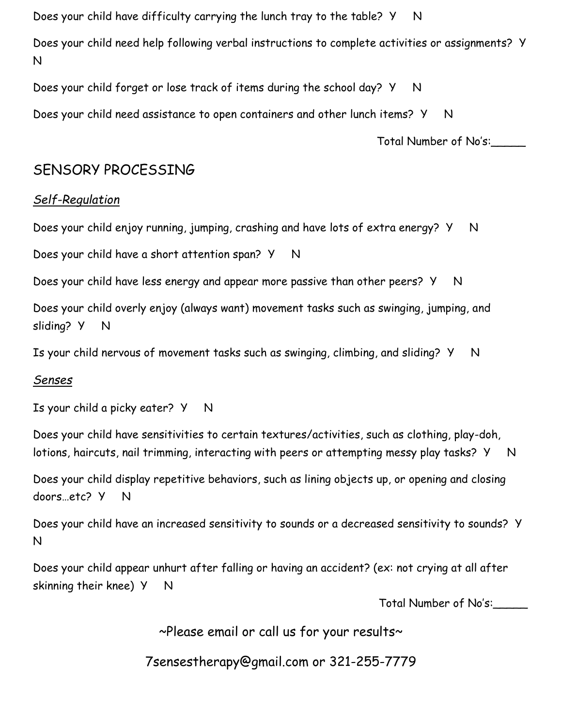Does your child have difficulty carrying the lunch tray to the table? Y N

Does your child need help following verbal instructions to complete activities or assignments? Y N

Does your child forget or lose track of items during the school day? Y N

Does your child need assistance to open containers and other lunch items? Y N

Total Number of No's:_____

## SENSORY PROCESSING

### *Self-Regulation*

Does your child enjoy running, jumping, crashing and have lots of extra energy? Y N

Does your child have a short attention span? Y N

Does your child have less energy and appear more passive than other peers? Y N

Does your child overly enjoy (always want) movement tasks such as swinging, jumping, and sliding? Y N

Is your child nervous of movement tasks such as swinging, climbing, and sliding? Y N

### *Senses*

Is your child a picky eater? Y N

Does your child have sensitivities to certain textures/activities, such as clothing, play-doh, lotions, haircuts, nail trimming, interacting with peers or attempting messy play tasks? Y N

Does your child display repetitive behaviors, such as lining objects up, or opening and closing doors…etc? Y N

Does your child have an increased sensitivity to sounds or a decreased sensitivity to sounds? Y N

Does your child appear unhurt after falling or having an accident? (ex: not crying at all after skinning their knee) Y N

Total Number of No's:_____

~Please email or call us for your results~

7sensestherapy@gmail.com or 321-255-7779